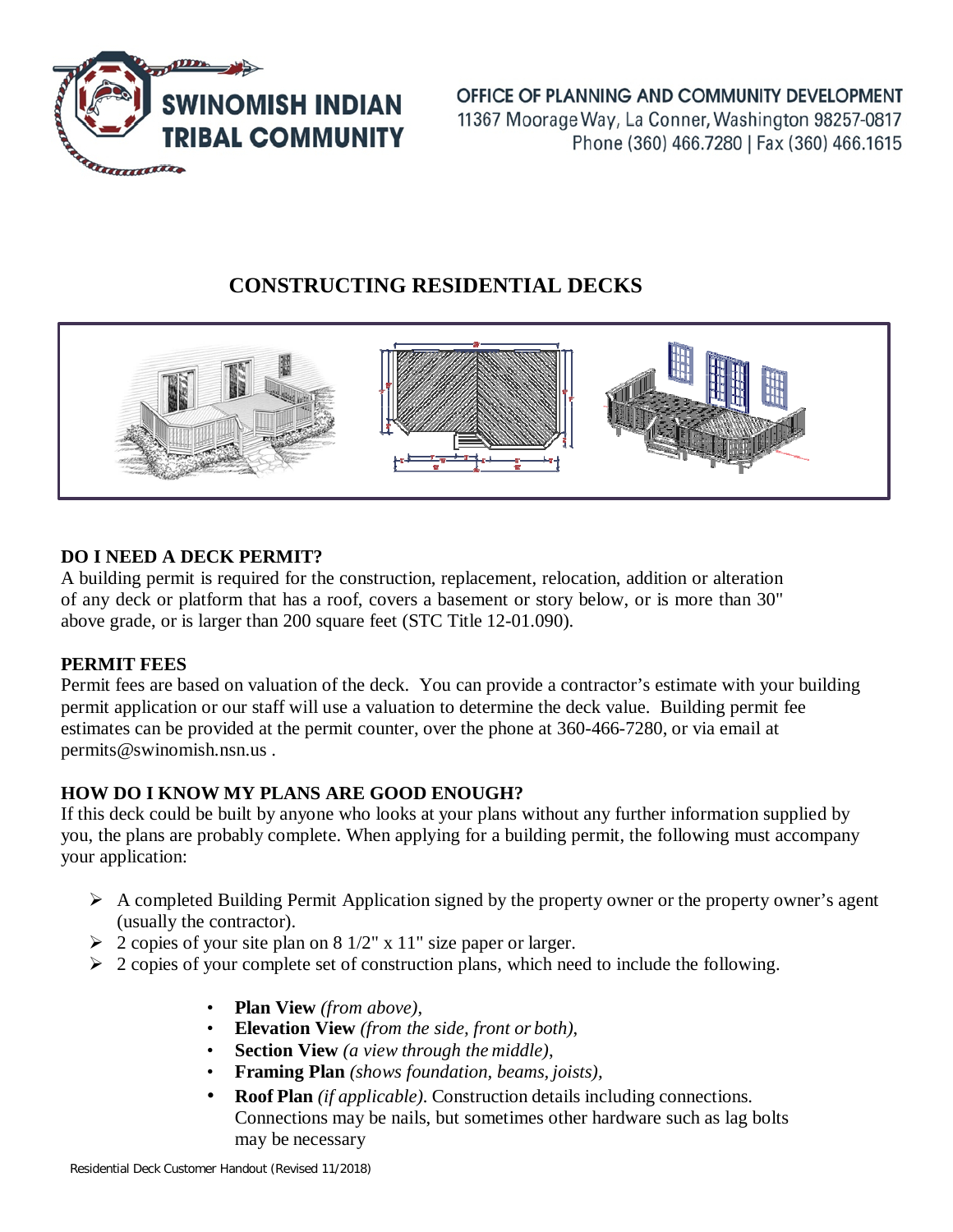**SWINOMISH INDIAN TRIBAL COMMUNITY**

**OFFICE OF PLANNING AND COMMUNITY DEVELOPMENT**
11367 Moorage Way, La Conner, Washington 98257-0817
Phone (360) 466.7280 | Fax (360) 466.1615

# CONSTRUCTING RESIDENTIAL DECKS

## DO I NEED A DECK PERMIT?

A building permit is required for the construction, replacement, relocation, addition or alteration of any deck or platform that has a roof, covers a basement or story below, or is more than 30" above grade, or is larger than 200 square feet (STC Title 12-01.090).

## PERMIT FEES

Permit fees are based on valuation of the deck. You can provide a contractor's estimate with your building permit application or our staff will use a valuation to determine the deck value. Building permit fee estimates can be provided at the permit counter, over the phone at 360-466-7280, or via email at permits@swinomish.nsn.us .

## HOW DO I KNOW MY PLANS ARE GOOD ENOUGH?

If this deck could be built by anyone who looks at your plans without any further information supplied by you, the plans are probably complete. When applying for a building permit, the following must accompany your application:

- A completed Building Permit Application signed by the property owner or the property owner's agent (usually the contractor).
- 2 copies of your site plan on 8 1/2" x 11" size paper or larger.
- 2 copies of your complete set of construction plans, which need to include the following.
  - **Plan View** *(from above)*,
  - **Elevation View** *(from the side, front or both)*,
  - **Section View** *(a view through the middle)*,
  - **Framing Plan** *(shows foundation, beams, joists)*,
  - **Roof Plan** *(if applicable)*. Construction details including connections. Connections may be nails, but sometimes other hardware such as lag bolts may be necessary

Residential Deck Customer Handout (Revised 11/2018)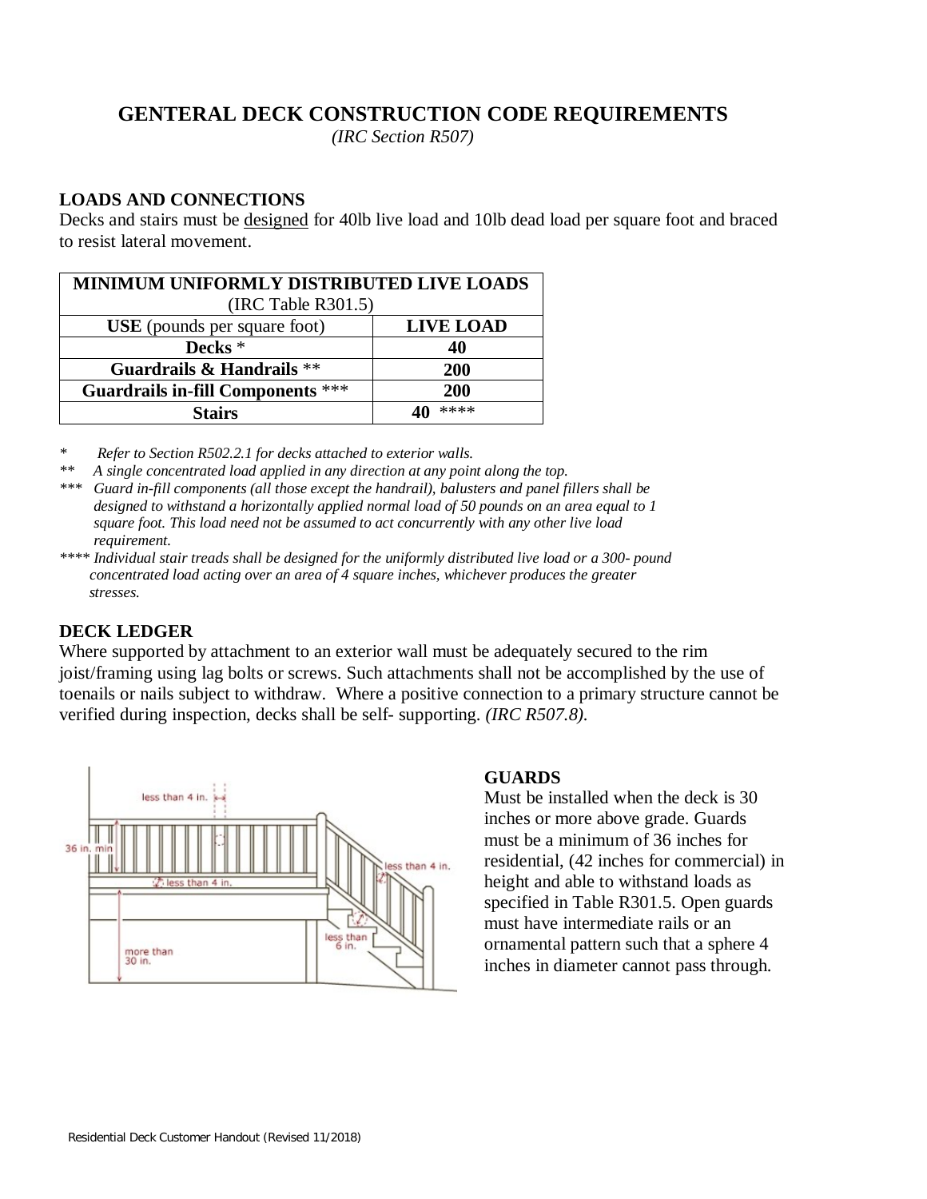# GENTERAL DECK CONSTRUCTION CODE REQUIREMENTS

*(IRC Section R507)*

## LOADS AND CONNECTIONS

Decks and stairs must be designed for 40lb live load and 10lb dead load per square foot and braced to resist lateral movement.

| MINIMUM UNIFORMLY DISTRIBUTED LIVE LOADS (IRC Table R301.5) | |
|---|---|
| **USE** (pounds per square foot) | **LIVE LOAD** |
| **Decks** * | **40** |
| **Guardrails & Handrails** ** | **200** |
| **Guardrails in-fill Components** *** | **200** |
| **Stairs** | **40** **** |

\* *Refer to Section R502.2.1 for decks attached to exterior walls.*

\** *A single concentrated load applied in any direction at any point along the top.*

\*** *Guard in-fill components (all those except the handrail), balusters and panel fillers shall be designed to withstand a horizontally applied normal load of 50 pounds on an area equal to 1 square foot. This load need not be assumed to act concurrently with any other live load requirement.*

\**** *Individual stair treads shall be designed for the uniformly distributed live load or a 300- pound concentrated load acting over an area of 4 square inches, whichever produces the greater stresses.*

## DECK LEDGER

Where supported by attachment to an exterior wall must be adequately secured to the rim joist/framing using lag bolts or screws. Such attachments shall not be accomplished by the use of toenails or nails subject to withdraw. Where a positive connection to a primary structure cannot be verified during inspection, decks shall be self- supporting. *(IRC R507.8).*

## GUARDS

Must be installed when the deck is 30 inches or more above grade. Guards must be a minimum of 36 inches for residential, (42 inches for commercial) in height and able to withstand loads as specified in Table R301.5. Open guards must have intermediate rails or an ornamental pattern such that a sphere 4 inches in diameter cannot pass through.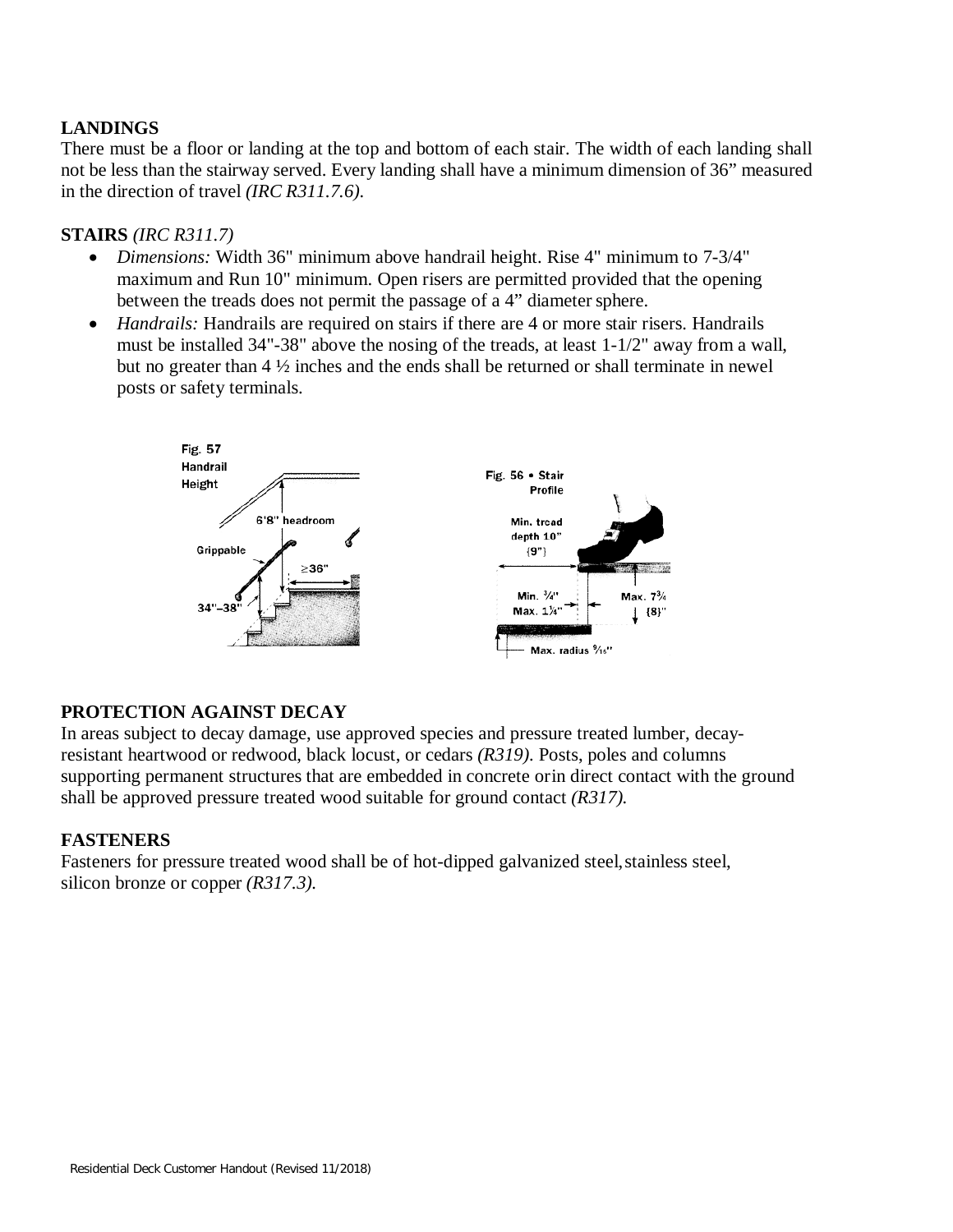## LANDINGS

There must be a floor or landing at the top and bottom of each stair. The width of each landing shall not be less than the stairway served. Every landing shall have a minimum dimension of 36" measured in the direction of travel *(IRC R311.7.6).*

## STAIRS *(IRC R311.7)*

- *Dimensions:* Width 36" minimum above handrail height. Rise 4" minimum to 7-3/4" maximum and Run 10" minimum. Open risers are permitted provided that the opening between the treads does not permit the passage of a 4" diameter sphere.
- *Handrails:* Handrails are required on stairs if there are 4 or more stair risers. Handrails must be installed 34"-38" above the nosing of the treads, at least 1-1/2" away from a wall, but no greater than 4 ½ inches and the ends shall be returned or shall terminate in newel posts or safety terminals.

Fig. 57 Handrail Height

Fig. 56 • Stair Profile

## PROTECTION AGAINST DECAY

In areas subject to decay damage, use approved species and pressure treated lumber, decay-resistant heartwood or redwood, black locust, or cedars *(R319)*. Posts, poles and columns supporting permanent structures that are embedded in concrete or in direct contact with the ground shall be approved pressure treated wood suitable for ground contact *(R317).*

## FASTENERS

Fasteners for pressure treated wood shall be of hot-dipped galvanized steel, stainless steel, silicon bronze or copper *(R317.3).*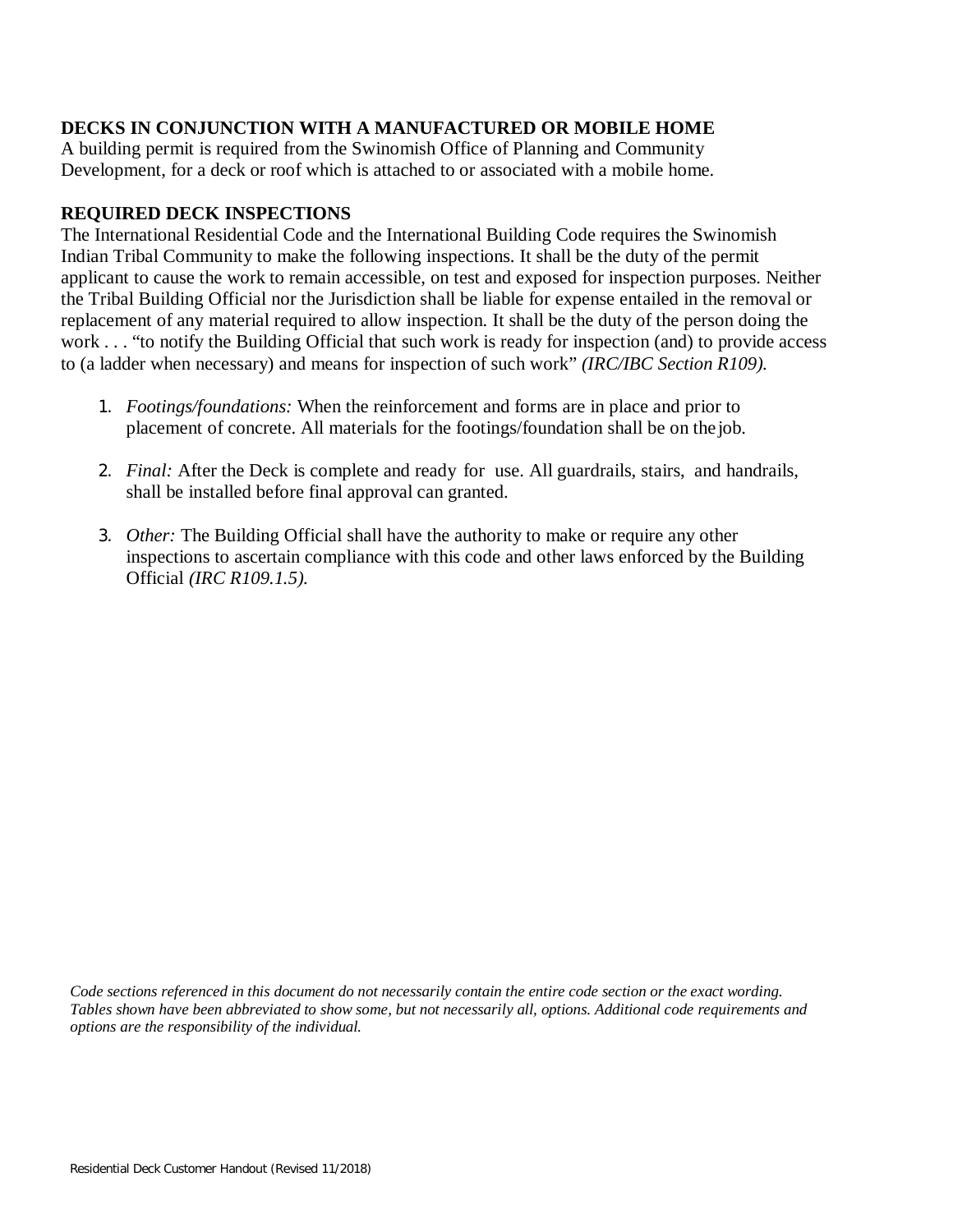**DECKS IN CONJUNCTION WITH A MANUFACTURED OR MOBILE HOME**

A building permit is required from the Swinomish Office of Planning and Community Development, for a deck or roof which is attached to or associated with a mobile home.

**REQUIRED DECK INSPECTIONS**

The International Residential Code and the International Building Code requires the Swinomish Indian Tribal Community to make the following inspections. It shall be the duty of the permit applicant to cause the work to remain accessible, on test and exposed for inspection purposes. Neither the Tribal Building Official nor the Jurisdiction shall be liable for expense entailed in the removal or replacement of any material required to allow inspection. It shall be the duty of the person doing the work . . . "to notify the Building Official that such work is ready for inspection (and) to provide access to (a ladder when necessary) and means for inspection of such work" *(IRC/IBC Section R109).*

1. *Footings/foundations:* When the reinforcement and forms are in place and prior to placement of concrete. All materials for the footings/foundation shall be on the job.

2. *Final:* After the Deck is complete and ready for use. All guardrails, stairs, and handrails, shall be installed before final approval can granted.

3. *Other:* The Building Official shall have the authority to make or require any other inspections to ascertain compliance with this code and other laws enforced by the Building Official *(IRC R109.1.5).*

*Code sections referenced in this document do not necessarily contain the entire code section or the exact wording. Tables shown have been abbreviated to show some, but not necessarily all, options. Additional code requirements and options are the responsibility of the individual.*